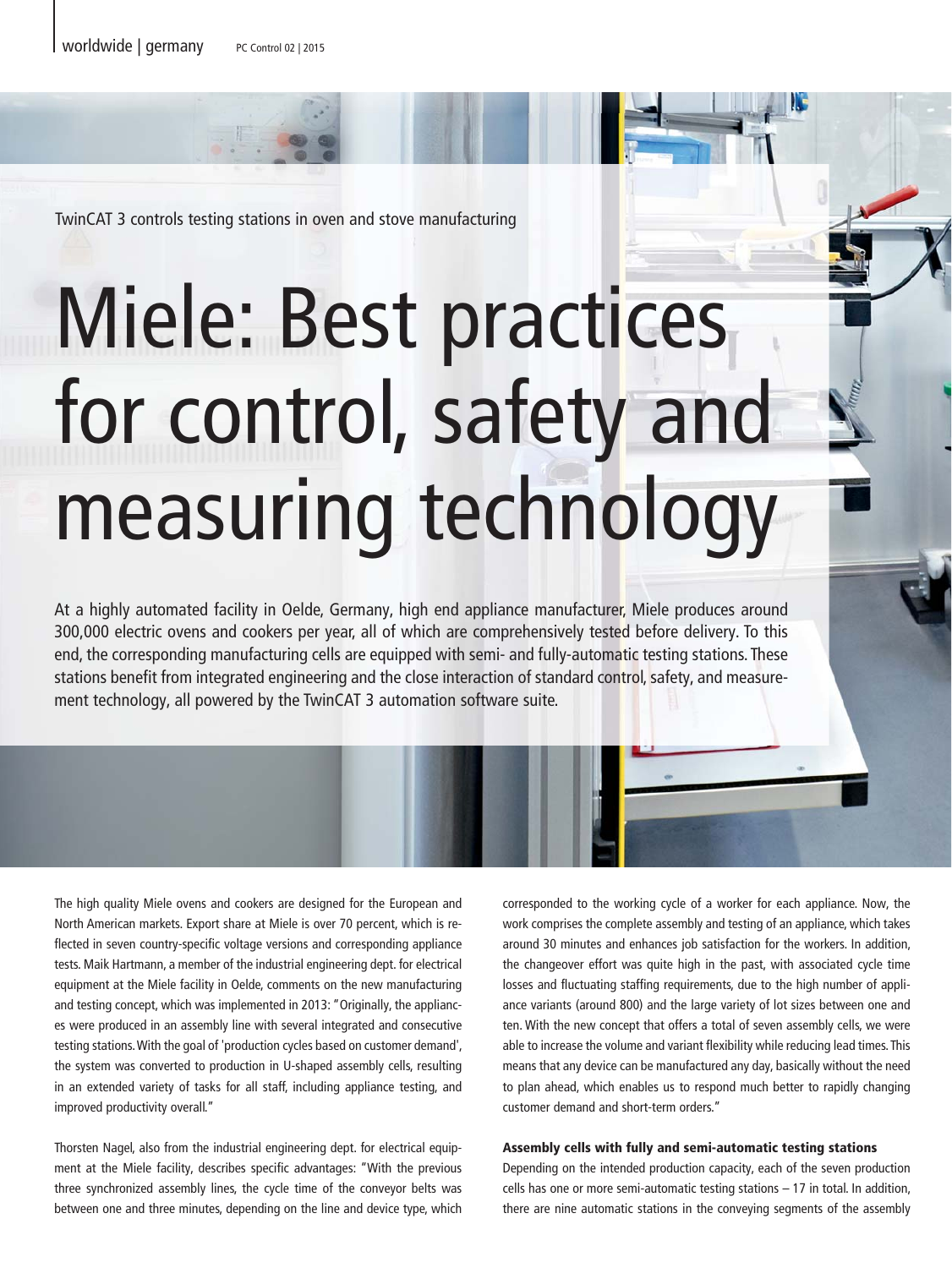TwinCAT 3 controls testing stations in oven and stove manufacturing

# Miele: Best practices for control, safety and measuring technology

At a highly automated facility in Oelde, Germany, high end appliance manufacturer, Miele produces around 300,000 electric ovens and cookers per year, all of which are comprehensively tested before delivery. To this end, the corresponding manufacturing cells are equipped with semi- and fully-automatic testing stations. These stations benefit from integrated engineering and the close interaction of standard control, safety, and measurement technology, all powered by the TwinCAT 3 automation software suite.

The high quality Miele ovens and cookers are designed for the European and North American markets. Export share at Miele is over 70 percent, which is reflected in seven country-specific voltage versions and corresponding appliance tests. Maik Hartmann, a member of the industrial engineering dept. for electrical equipment at the Miele facility in Oelde, comments on the new manufacturing and testing concept, which was implemented in 2013: "Originally, the appliances were produced in an assembly line with several integrated and consecutive testing stations. With the goal of 'production cycles based on customer demand', the system was converted to production in U-shaped assembly cells, resulting in an extended variety of tasks for all staff, including appliance testing, and improved productivity overall."

Thorsten Nagel, also from the industrial engineering dept. for electrical equipment at the Miele facility, describes specific advantages: "With the previous three synchronized assembly lines, the cycle time of the conveyor belts was between one and three minutes, depending on the line and device type, which corresponded to the working cycle of a worker for each appliance. Now, the work comprises the complete assembly and testing of an appliance, which takes around 30 minutes and enhances job satisfaction for the workers. In addition, the changeover effort was quite high in the past, with associated cycle time losses and fluctuating staffing requirements, due to the high number of appliance variants (around 800) and the large variety of lot sizes between one and ten. With the new concept that offers a total of seven assembly cells, we were able to increase the volume and variant flexibility while reducing lead times. This means that any device can be manufactured any day, basically without the need to plan ahead, which enables us to respond much better to rapidly changing customer demand and short-term orders."

### Assembly cells with fully and semi-automatic testing stations

Depending on the intended production capacity, each of the seven production cells has one or more semi-automatic testing stations – 17 in total. In addition, there are nine automatic stations in the conveying segments of the assembly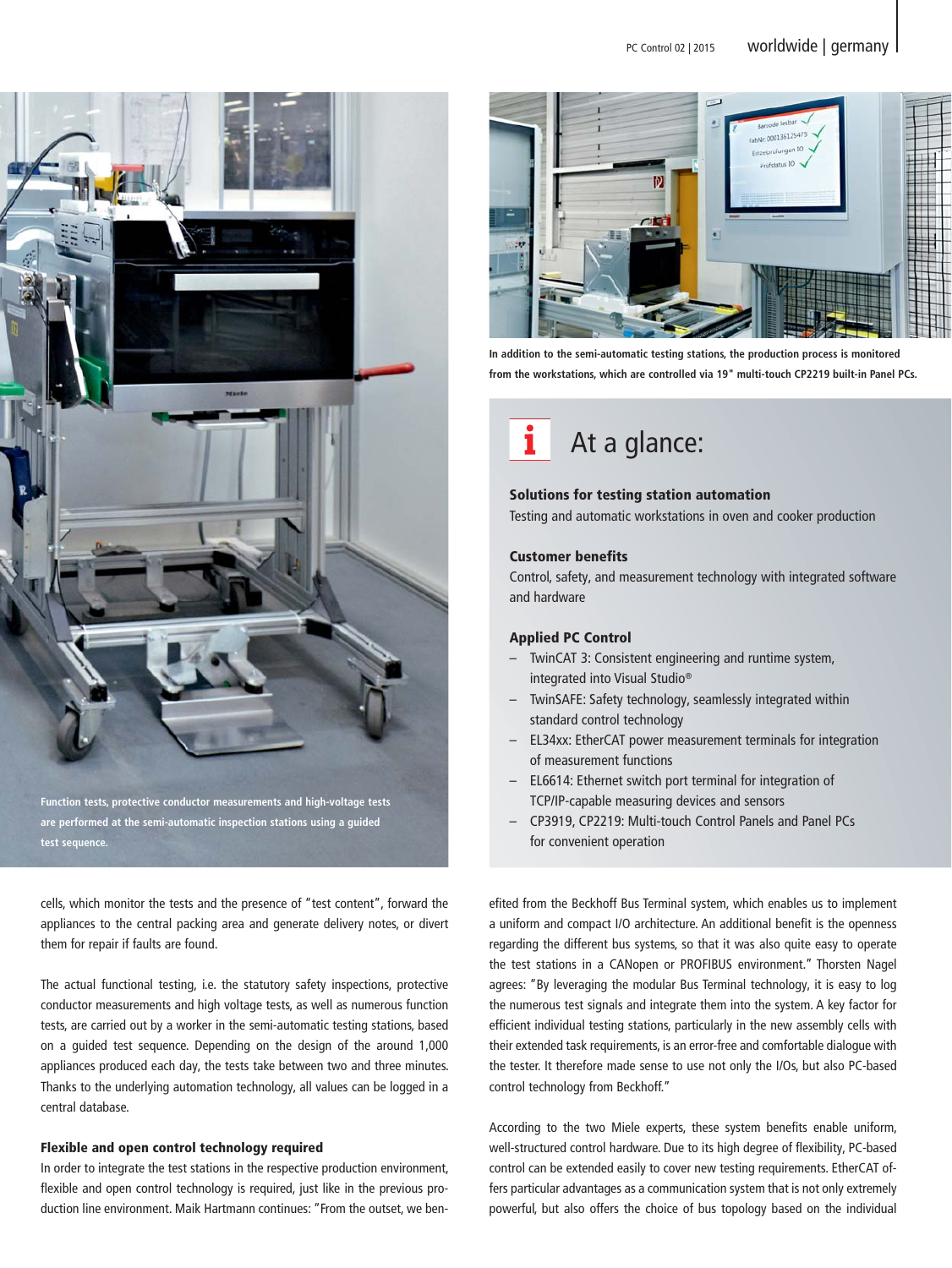Function tests, protective conductor measurements and high-voltage tests are performed at the semi-automatic inspection stations using a guided test sequence.

In addition to the semi-automatic testing stations, the production process is monitored from the workstations, which are controlled via 19" multi-touch CP2219 built-in Panel PCs.

## At a glance:

**Solutions for testing station automation**
Testing and automatic workstations in oven and cooker production

**Customer benefits**
Control, safety, and measurement technology with integrated software and hardware

**Applied PC Control**

- TwinCAT 3: Consistent engineering and runtime system, integrated into Visual Studio®
- TwinSAFE: Safety technology, seamlessly integrated within standard control technology
- EL34xx: EtherCAT power measurement terminals for integration of measurement functions
- EL6614: Ethernet switch port terminal for integration of TCP/IP-capable measuring devices and sensors
- CP3919, CP2219: Multi-touch Control Panels and Panel PCs for convenient operation

cells, which monitor the tests and the presence of "test content", forward the appliances to the central packing area and generate delivery notes, or divert them for repair if faults are found.

The actual functional testing, i.e. the statutory safety inspections, protective conductor measurements and high voltage tests, as well as numerous function tests, are carried out by a worker in the semi-automatic testing stations, based on a guided test sequence. Depending on the design of the around 1,000 appliances produced each day, the tests take between two and three minutes. Thanks to the underlying automation technology, all values can be logged in a central database.

### Flexible and open control technology required

In order to integrate the test stations in the respective production environment, flexible and open control technology is required, just like in the previous production line environment. Maik Hartmann continues: "From the outset, we benefited from the Beckhoff Bus Terminal system, which enables us to implement a uniform and compact I/O architecture. An additional benefit is the openness regarding the different bus systems, so that it was also quite easy to operate the test stations in a CANopen or PROFIBUS environment." Thorsten Nagel agrees: "By leveraging the modular Bus Terminal technology, it is easy to log the numerous test signals and integrate them into the system. A key factor for efficient individual testing stations, particularly in the new assembly cells with their extended task requirements, is an error-free and comfortable dialogue with the tester. It therefore made sense to use not only the I/Os, but also PC-based control technology from Beckhoff."

According to the two Miele experts, these system benefits enable uniform, well-structured control hardware. Due to its high degree of flexibility, PC-based control can be extended easily to cover new testing requirements. EtherCAT offers particular advantages as a communication system that is not only extremely powerful, but also offers the choice of bus topology based on the individual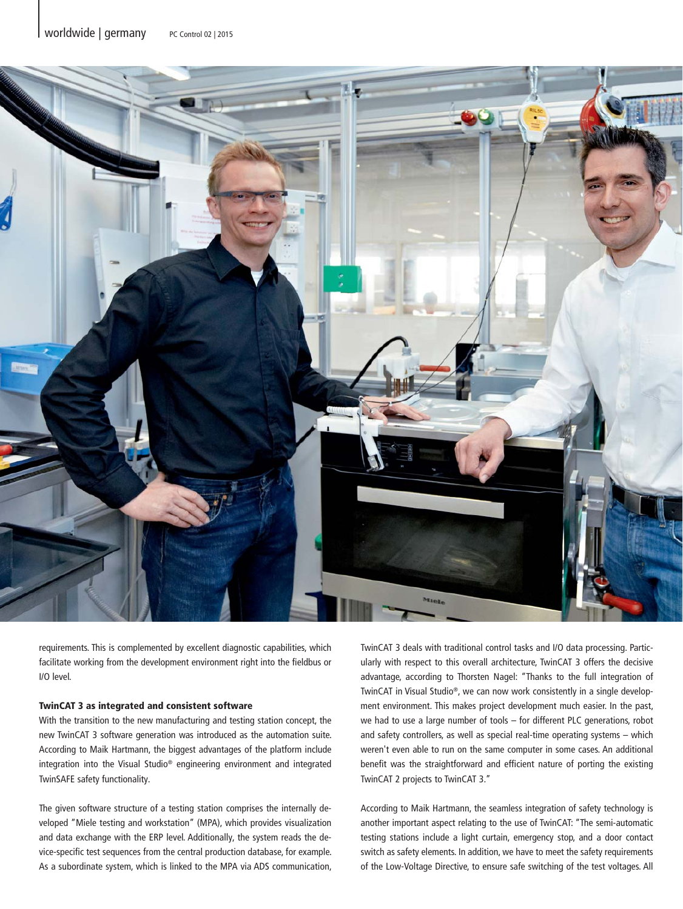requirements. This is complemented by excellent diagnostic capabilities, which facilitate working from the development environment right into the fieldbus or I/O level.

## TwinCAT 3 as integrated and consistent software

With the transition to the new manufacturing and testing station concept, the new TwinCAT 3 software generation was introduced as the automation suite. According to Maik Hartmann, the biggest advantages of the platform include integration into the Visual Studio® engineering environment and integrated TwinSAFE safety functionality.

The given software structure of a testing station comprises the internally developed "Miele testing and workstation" (MPA), which provides visualization and data exchange with the ERP level. Additionally, the system reads the device-specific test sequences from the central production database, for example. As a subordinate system, which is linked to the MPA via ADS communication, TwinCAT 3 deals with traditional control tasks and I/O data processing. Particularly with respect to this overall architecture, TwinCAT 3 offers the decisive advantage, according to Thorsten Nagel: "Thanks to the full integration of TwinCAT in Visual Studio®, we can now work consistently in a single development environment. This makes project development much easier. In the past, we had to use a large number of tools – for different PLC generations, robot and safety controllers, as well as special real-time operating systems – which weren't even able to run on the same computer in some cases. An additional benefit was the straightforward and efficient nature of porting the existing TwinCAT 2 projects to TwinCAT 3."

According to Maik Hartmann, the seamless integration of safety technology is another important aspect relating to the use of TwinCAT: "The semi-automatic testing stations include a light curtain, emergency stop, and a door contact switch as safety elements. In addition, we have to meet the safety requirements of the Low-Voltage Directive, to ensure safe switching of the test voltages. All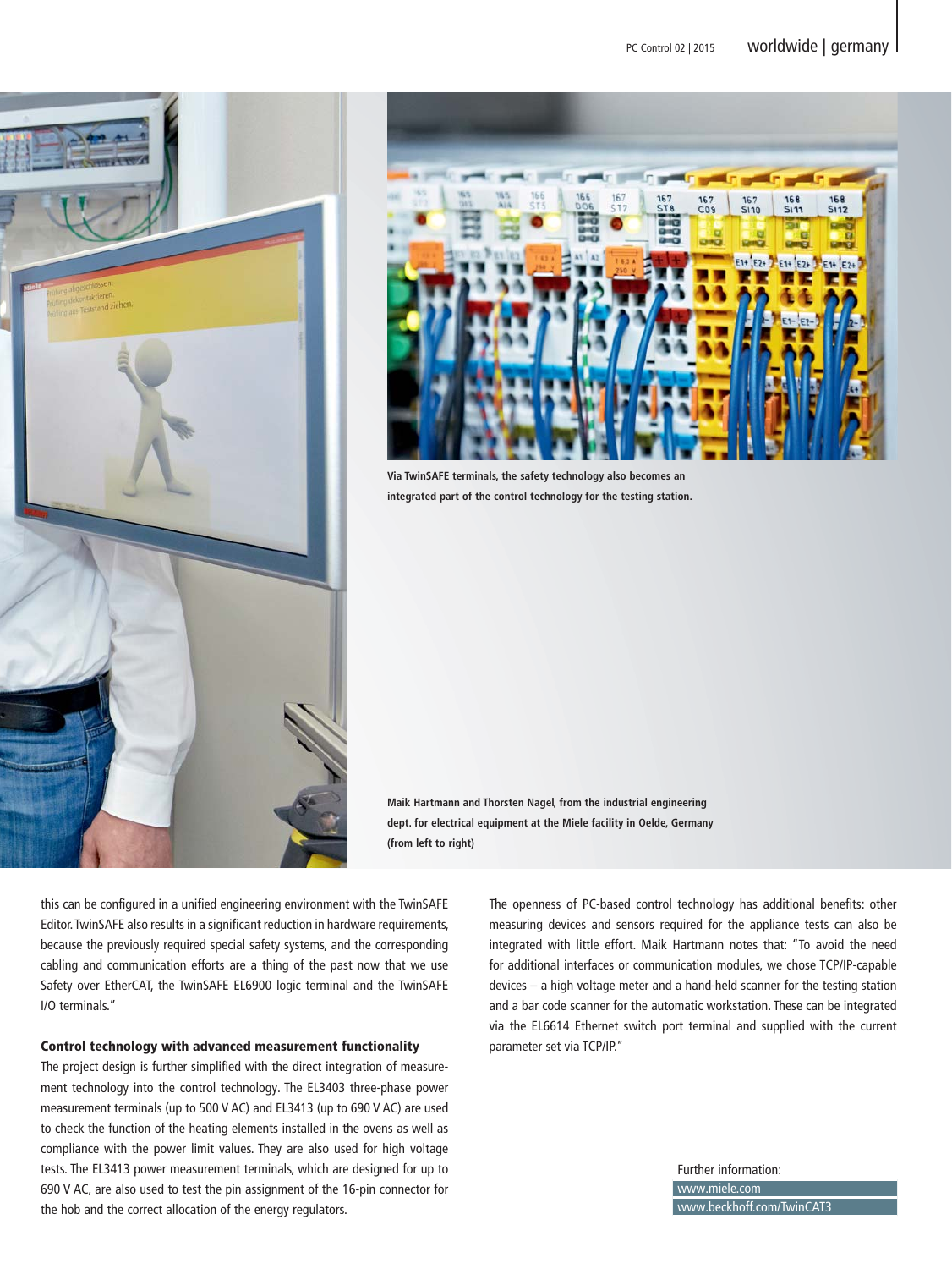Via TwinSAFE terminals, the safety technology also becomes an integrated part of the control technology for the testing station.

Maik Hartmann and Thorsten Nagel, from the industrial engineering dept. for electrical equipment at the Miele facility in Oelde, Germany (from left to right)

this can be configured in a unified engineering environment with the TwinSAFE Editor. TwinSAFE also results in a significant reduction in hardware requirements, because the previously required special safety systems, and the corresponding cabling and communication efforts are a thing of the past now that we use Safety over EtherCAT, the TwinSAFE EL6900 logic terminal and the TwinSAFE I/O terminals."

### Control technology with advanced measurement functionality

The project design is further simplified with the direct integration of measurement technology into the control technology. The EL3403 three-phase power measurement terminals (up to 500 V AC) and EL3413 (up to 690 V AC) are used to check the function of the heating elements installed in the ovens as well as compliance with the power limit values. They are also used for high voltage tests. The EL3413 power measurement terminals, which are designed for up to 690 V AC, are also used to test the pin assignment of the 16-pin connector for the hob and the correct allocation of the energy regulators.

The openness of PC-based control technology has additional benefits: other measuring devices and sensors required for the appliance tests can also be integrated with little effort. Maik Hartmann notes that: "To avoid the need for additional interfaces or communication modules, we chose TCP/IP-capable devices – a high voltage meter and a hand-held scanner for the testing station and a bar code scanner for the automatic workstation. These can be integrated via the EL6614 Ethernet switch port terminal and supplied with the current parameter set via TCP/IP."

Further information:
www.miele.com
www.beckhoff.com/TwinCAT3